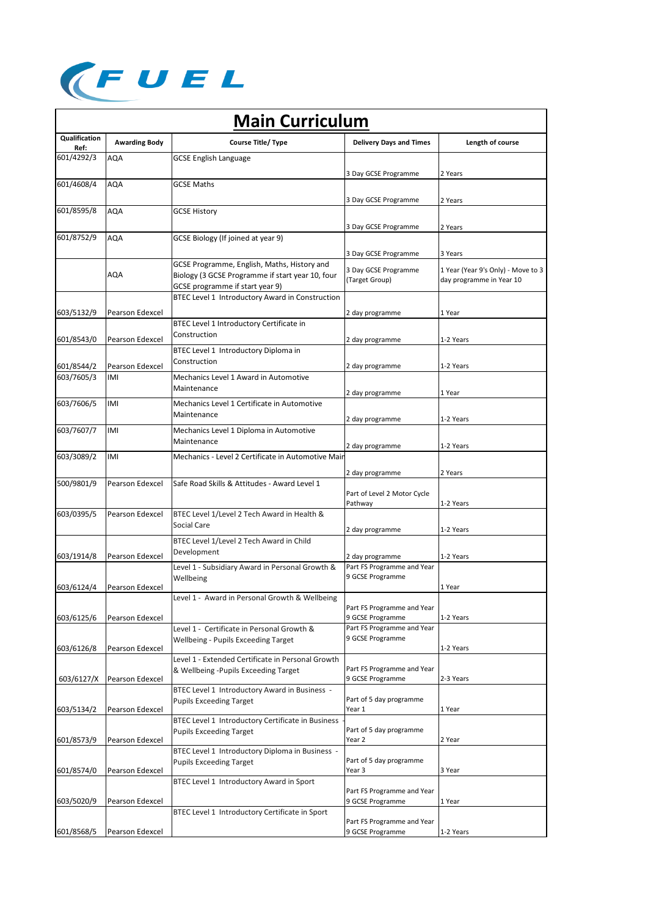FUEL

# Main Curriculum

| Qualification Ref: | Awarding Body | Course Title/ Type | Delivery Days and Times | Length of course |
|---|---|---|---|---|
| 601/4292/3 | AQA | GCSE English Language | 3 Day GCSE Programme | 2 Years |
| 601/4608/4 | AQA | GCSE Maths | 3 Day GCSE Programme | 2 Years |
| 601/8595/8 | AQA | GCSE History | 3 Day GCSE Programme | 2 Years |
| 601/8752/9 | AQA | GCSE Biology (If joined at year 9) | 3 Day GCSE Programme | 3 Years |
| | AQA | GCSE Programme, English, Maths, History and Biology (3 GCSE Programme if start year 10, four GCSE programme if start year 9) | 3 Day GCSE Programme (Target Group) | 1 Year (Year 9's Only) - Move to 3 day programme in Year 10 |
| 603/5132/9 | Pearson Edexcel | BTEC Level 1 Introductory Award in Construction | 2 day programme | 1 Year |
| 601/8543/0 | Pearson Edexcel | BTEC Level 1 Introductory Certificate in Construction | 2 day programme | 1-2 Years |
| 601/8544/2 | Pearson Edexcel | BTEC Level 1 Introductory Diploma in Construction | 2 day programme | 1-2 Years |
| 603/7605/3 | IMI | Mechanics Level 1 Award in Automotive Maintenance | 2 day programme | 1 Year |
| 603/7606/5 | IMI | Mechanics Level 1 Certificate in Automotive Maintenance | 2 day programme | 1-2 Years |
| 603/7607/7 | IMI | Mechanics Level 1 Diploma in Automotive Maintenance | 2 day programme | 1-2 Years |
| 603/3089/2 | IMI | Mechanics - Level 2 Certificate in Automotive Main | 2 day programme | 2 Years |
| 500/9801/9 | Pearson Edexcel | Safe Road Skills & Attitudes - Award Level 1 | Part of Level 2 Motor Cycle Pathway | 1-2 Years |
| 603/0395/5 | Pearson Edexcel | BTEC Level 1/Level 2 Tech Award in Health & Social Care | 2 day programme | 1-2 Years |
| 603/1914/8 | Pearson Edexcel | BTEC Level 1/Level 2 Tech Award in Child Development | 2 day programme | 1-2 Years |
| 603/6124/4 | Pearson Edexcel | Level 1 - Subsidiary Award in Personal Growth & Wellbeing | Part FS Programme and Year 9 GCSE Programme | 1 Year |
| 603/6125/6 | Pearson Edexcel | Level 1 - Award in Personal Growth & Wellbeing | Part FS Programme and Year 9 GCSE Programme | 1-2 Years |
| 603/6126/8 | Pearson Edexcel | Level 1 - Certificate in Personal Growth & Wellbeing - Pupils Exceeding Target | Part FS Programme and Year 9 GCSE Programme | 1-2 Years |
| 603/6127/X | Pearson Edexcel | Level 1 - Extended Certificate in Personal Growth & Wellbeing -Pupils Exceeding Target | Part FS Programme and Year 9 GCSE Programme | 2-3 Years |
| 603/5134/2 | Pearson Edexcel | BTEC Level 1 Introductory Award in Business - Pupils Exceeding Target | Part of 5 day programme Year 1 | 1 Year |
| 601/8573/9 | Pearson Edexcel | BTEC Level 1 Introductory Certificate in Business - Pupils Exceeding Target | Part of 5 day programme Year 2 | 2 Year |
| 601/8574/0 | Pearson Edexcel | BTEC Level 1 Introductory Diploma in Business - Pupils Exceeding Target | Part of 5 day programme Year 3 | 3 Year |
| 603/5020/9 | Pearson Edexcel | BTEC Level 1 Introductory Award in Sport | Part FS Programme and Year 9 GCSE Programme | 1 Year |
| 601/8568/5 | Pearson Edexcel | BTEC Level 1 Introductory Certificate in Sport | Part FS Programme and Year 9 GCSE Programme | 1-2 Years |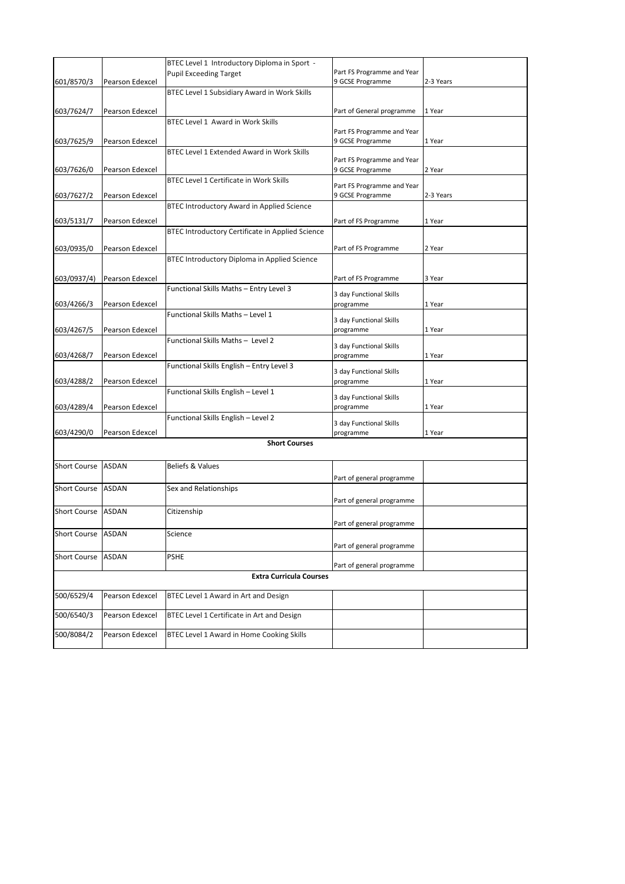| | | | | |
|---|---|---|---|---|
| 601/8570/3 | Pearson Edexcel | BTEC Level 1 Introductory Diploma in Sport - Pupil Exceeding Target | Part FS Programme and Year 9 GCSE Programme | 2-3 Years |
| 603/7624/7 | Pearson Edexcel | BTEC Level 1 Subsidiary Award in Work Skills | Part of General programme | 1 Year |
| 603/7625/9 | Pearson Edexcel | BTEC Level 1 Award in Work Skills | Part FS Programme and Year 9 GCSE Programme | 1 Year |
| 603/7626/0 | Pearson Edexcel | BTEC Level 1 Extended Award in Work Skills | Part FS Programme and Year 9 GCSE Programme | 2 Year |
| 603/7627/2 | Pearson Edexcel | BTEC Level 1 Certificate in Work Skills | Part FS Programme and Year 9 GCSE Programme | 2-3 Years |
| 603/5131/7 | Pearson Edexcel | BTEC Introductory Award in Applied Science | Part of FS Programme | 1 Year |
| 603/0935/0 | Pearson Edexcel | BTEC Introductory Certificate in Applied Science | Part of FS Programme | 2 Year |
| 603/0937/4) | Pearson Edexcel | BTEC Introductory Diploma in Applied Science | Part of FS Programme | 3 Year |
| 603/4266/3 | Pearson Edexcel | Functional Skills Maths – Entry Level 3 | 3 day Functional Skills programme | 1 Year |
| 603/4267/5 | Pearson Edexcel | Functional Skills Maths – Level 1 | 3 day Functional Skills programme | 1 Year |
| 603/4268/7 | Pearson Edexcel | Functional Skills Maths – Level 2 | 3 day Functional Skills programme | 1 Year |
| 603/4288/2 | Pearson Edexcel | Functional Skills English – Entry Level 3 | 3 day Functional Skills programme | 1 Year |
| 603/4289/4 | Pearson Edexcel | Functional Skills English – Level 1 | 3 day Functional Skills programme | 1 Year |
| 603/4290/0 | Pearson Edexcel | Functional Skills English – Level 2 | 3 day Functional Skills programme | 1 Year |
| | | **Short Courses** | | |
| Short Course | ASDAN | Beliefs & Values | Part of general programme | |
| Short Course | ASDAN | Sex and Relationships | Part of general programme | |
| Short Course | ASDAN | Citizenship | Part of general programme | |
| Short Course | ASDAN | Science | Part of general programme | |
| Short Course | ASDAN | PSHE | Part of general programme | |
| | | **Extra Curricula Courses** | | |
| 500/6529/4 | Pearson Edexcel | BTEC Level 1 Award in Art and Design | | |
| 500/6540/3 | Pearson Edexcel | BTEC Level 1 Certificate in Art and Design | | |
| 500/8084/2 | Pearson Edexcel | BTEC Level 1 Award in Home Cooking Skills | | |